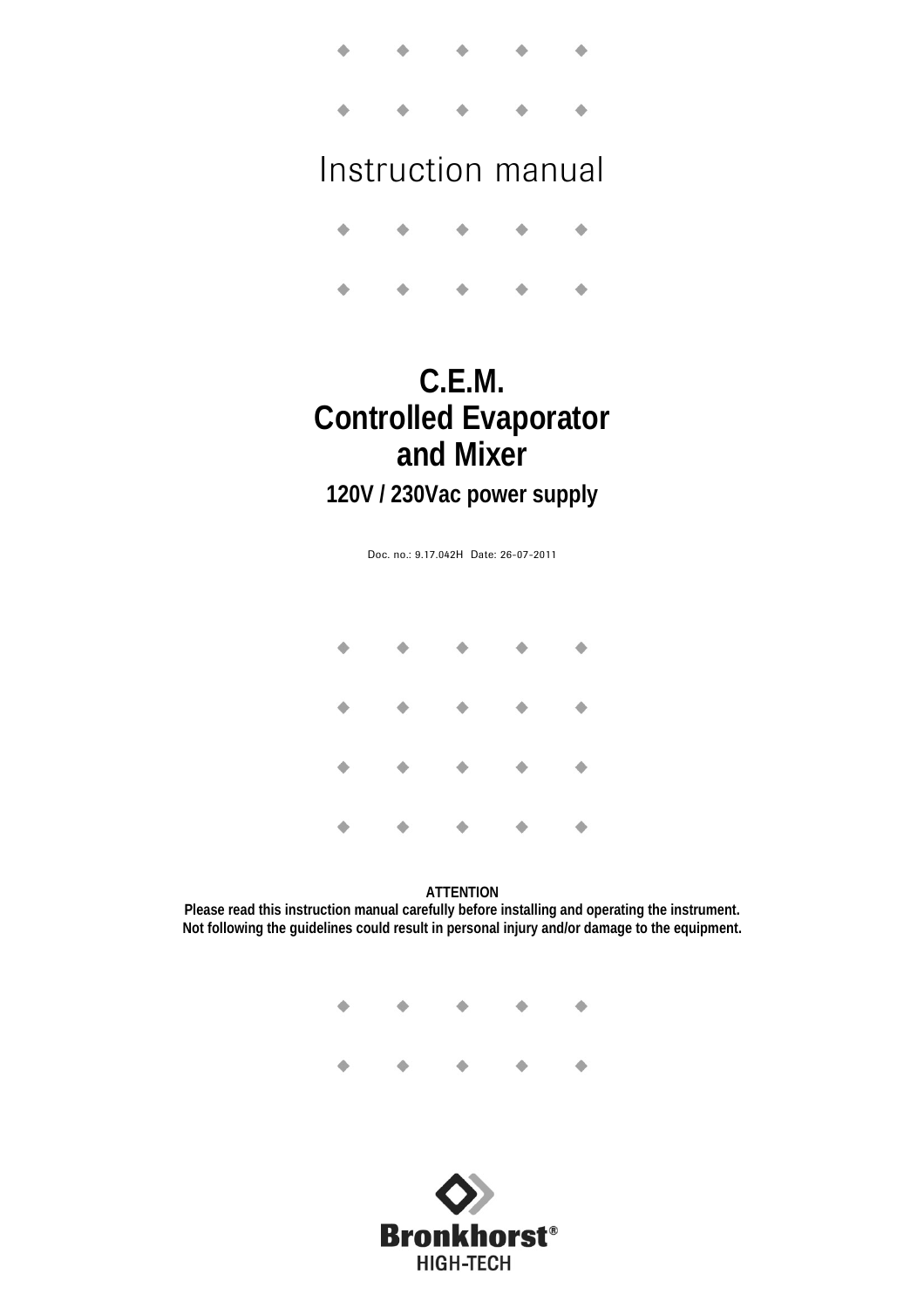# Instruction manual

# C.E.M.
# Controlled Evaporator and Mixer

## 120V / 230Vac power supply

Doc. no.: 9.17.042H Date: 26-07-2011

**ATTENTION**
**Please read this instruction manual carefully before installing and operating the instrument.**
**Not following the guidelines could result in personal injury and/or damage to the equipment.**

**Bronkhorst®**
HIGH-TECH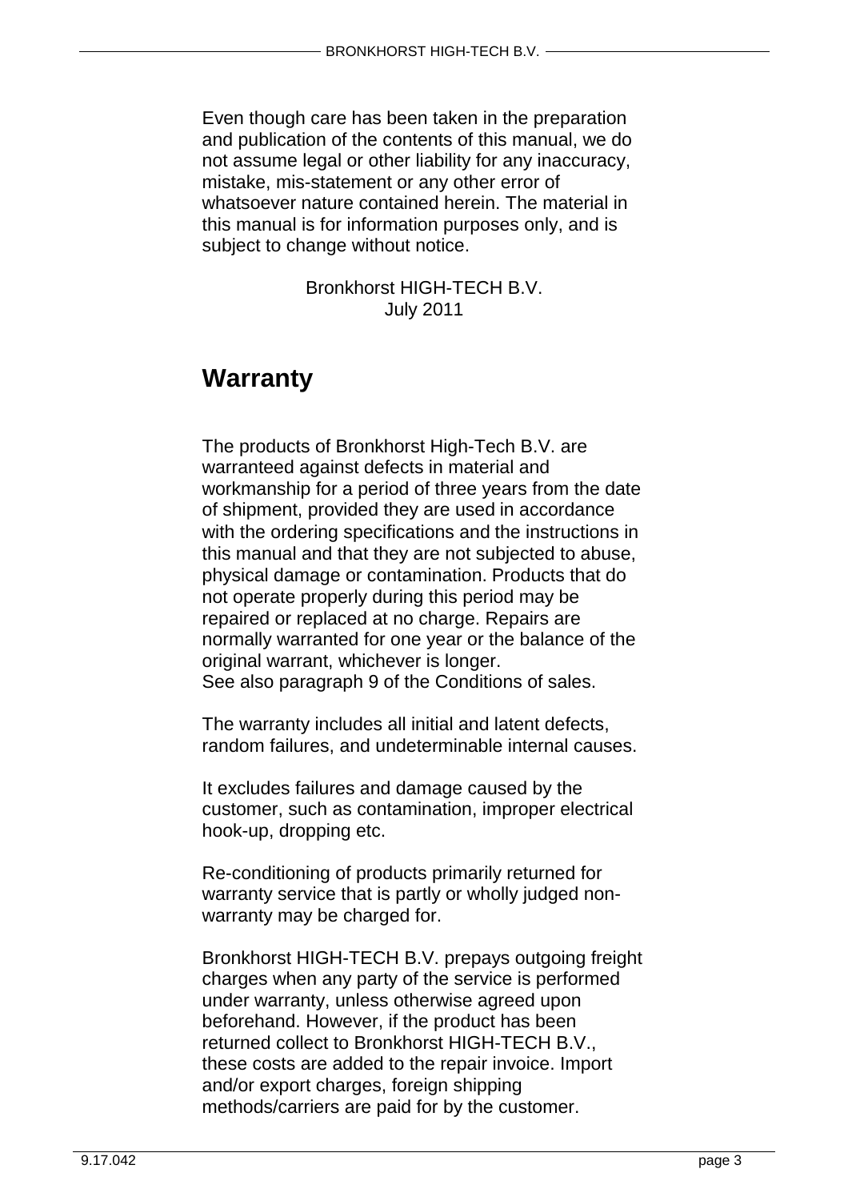Even though care has been taken in the preparation and publication of the contents of this manual, we do not assume legal or other liability for any inaccuracy, mistake, mis-statement or any other error of whatsoever nature contained herein. The material in this manual is for information purposes only, and is subject to change without notice.

Bronkhorst HIGH-TECH B.V.
July 2011

# Warranty

The products of Bronkhorst High-Tech B.V. are warranteed against defects in material and workmanship for a period of three years from the date of shipment, provided they are used in accordance with the ordering specifications and the instructions in this manual and that they are not subjected to abuse, physical damage or contamination. Products that do not operate properly during this period may be repaired or replaced at no charge. Repairs are normally warranted for one year or the balance of the original warrant, whichever is longer.
See also paragraph 9 of the Conditions of sales.

The warranty includes all initial and latent defects, random failures, and undeterminable internal causes.

It excludes failures and damage caused by the customer, such as contamination, improper electrical hook-up, dropping etc.

Re-conditioning of products primarily returned for warranty service that is partly or wholly judged non-warranty may be charged for.

Bronkhorst HIGH-TECH B.V. prepays outgoing freight charges when any party of the service is performed under warranty, unless otherwise agreed upon beforehand. However, if the product has been returned collect to Bronkhorst HIGH-TECH B.V., these costs are added to the repair invoice. Import and/or export charges, foreign shipping methods/carriers are paid for by the customer.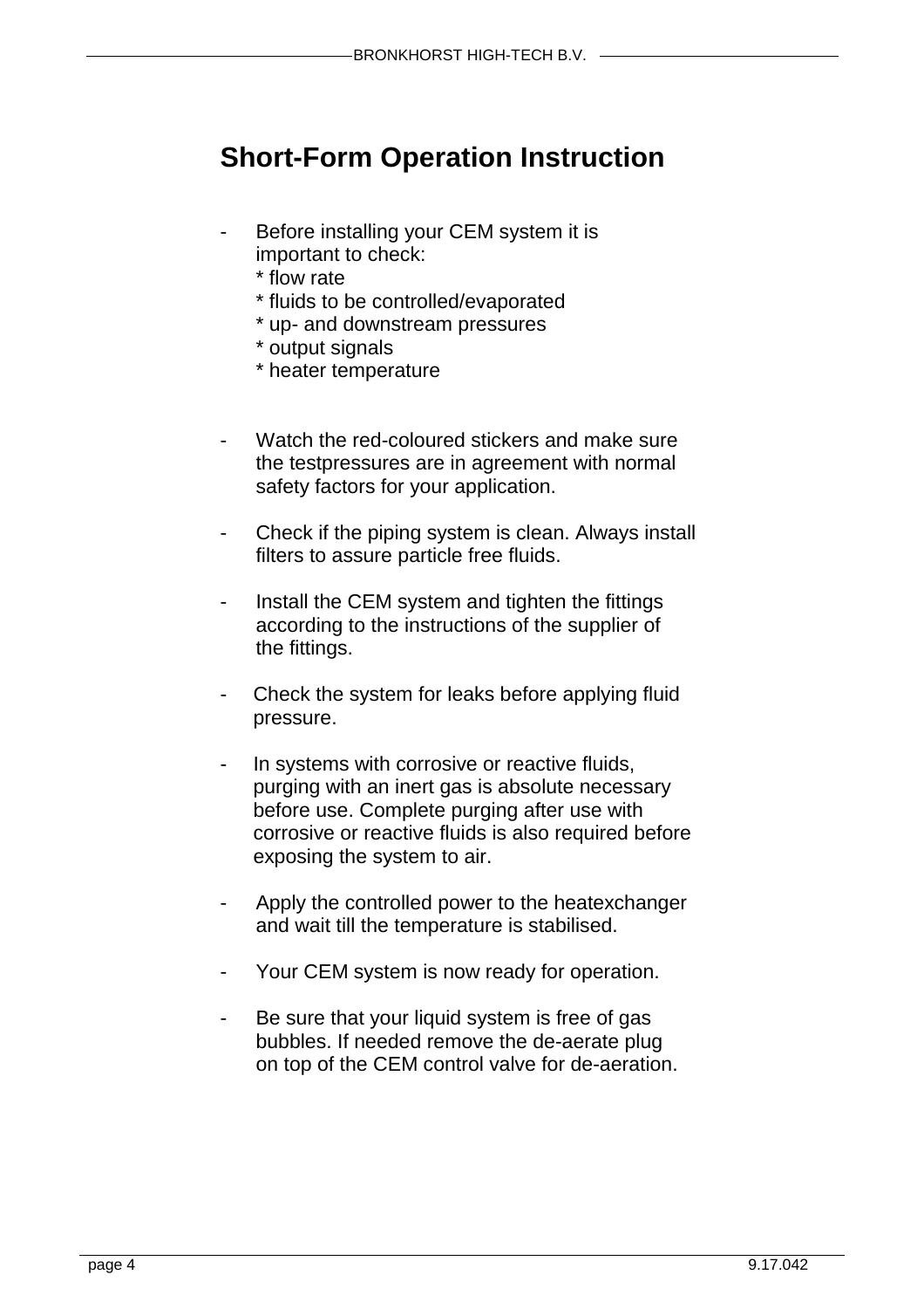# Short-Form Operation Instruction

- Before installing your CEM system it is important to check:
  * flow rate
  * fluids to be controlled/evaporated
  * up- and downstream pressures
  * output signals
  * heater temperature

- Watch the red-coloured stickers and make sure the testpressures are in agreement with normal safety factors for your application.

- Check if the piping system is clean. Always install filters to assure particle free fluids.

- Install the CEM system and tighten the fittings according to the instructions of the supplier of the fittings.

- Check the system for leaks before applying fluid pressure.

- In systems with corrosive or reactive fluids, purging with an inert gas is absolute necessary before use. Complete purging after use with corrosive or reactive fluids is also required before exposing the system to air.

- Apply the controlled power to the heatexchanger and wait till the temperature is stabilised.

- Your CEM system is now ready for operation.

- Be sure that your liquid system is free of gas bubbles. If needed remove the de-aerate plug on top of the CEM control valve for de-aeration.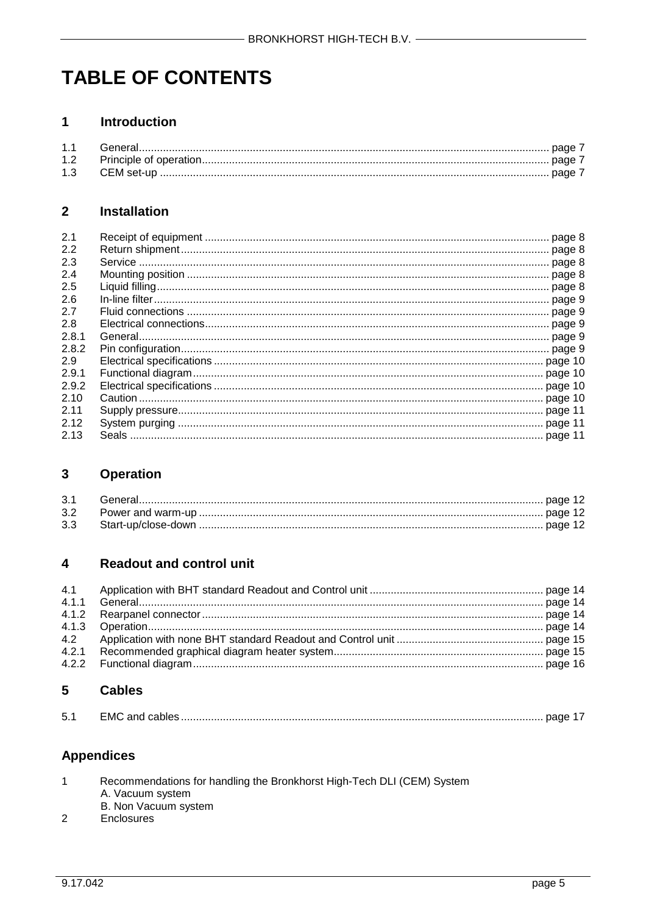# TABLE OF CONTENTS

## 1 Introduction

| | | |
|---|---|---|
| 1.1 | General | page 7 |
| 1.2 | Principle of operation | page 7 |
| 1.3 | CEM set-up | page 7 |

## 2 Installation

| | | |
|---|---|---|
| 2.1 | Receipt of equipment | page 8 |
| 2.2 | Return shipment | page 8 |
| 2.3 | Service | page 8 |
| 2.4 | Mounting position | page 8 |
| 2.5 | Liquid filling | page 8 |
| 2.6 | In-line filter | page 9 |
| 2.7 | Fluid connections | page 9 |
| 2.8 | Electrical connections | page 9 |
| 2.8.1 | General | page 9 |
| 2.8.2 | Pin configuration | page 9 |
| 2.9 | Electrical specifications | page 10 |
| 2.9.1 | Functional diagram | page 10 |
| 2.9.2 | Electrical specifications | page 10 |
| 2.10 | Caution | page 10 |
| 2.11 | Supply pressure | page 11 |
| 2.12 | System purging | page 11 |
| 2.13 | Seals | page 11 |

## 3 Operation

| | | |
|---|---|---|
| 3.1 | General | page 12 |
| 3.2 | Power and warm-up | page 12 |
| 3.3 | Start-up/close-down | page 12 |

## 4 Readout and control unit

| | | |
|---|---|---|
| 4.1 | Application with BHT standard Readout and Control unit | page 14 |
| 4.1.1 | General | page 14 |
| 4.1.2 | Rearpanel connector | page 14 |
| 4.1.3 | Operation | page 14 |
| 4.2 | Application with none BHT standard Readout and Control unit | page 15 |
| 4.2.1 | Recommended graphical diagram heater system | page 15 |
| 4.2.2 | Functional diagram | page 16 |

## 5 Cables

| | | |
|---|---|---|
| 5.1 | EMC and cables | page 17 |

## Appendices

1. Recommendations for handling the Bronkhorst High-Tech DLI (CEM) System
   A. Vacuum system
   B. Non Vacuum system
2. Enclosures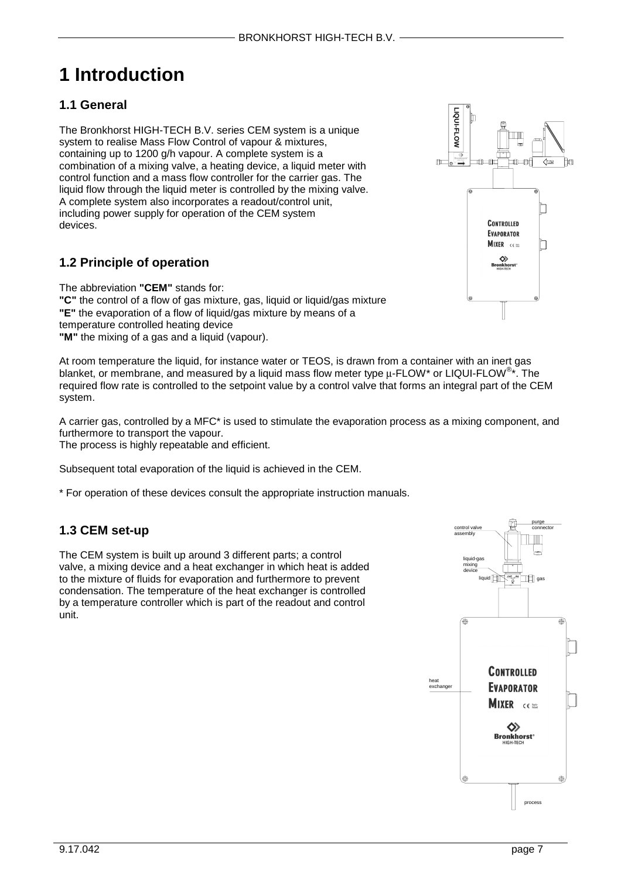# 1 Introduction

## 1.1 General

The Bronkhorst HIGH-TECH B.V. series CEM system is a unique system to realise Mass Flow Control of vapour & mixtures, containing up to 1200 g/h vapour. A complete system is a combination of a mixing valve, a heating device, a liquid meter with control function and a mass flow controller for the carrier gas. The liquid flow through the liquid meter is controlled by the mixing valve. A complete system also incorporates a readout/control unit, including power supply for operation of the CEM system devices.

## 1.2 Principle of operation

The abbreviation **"CEM"** stands for:
**"C"** the control of a flow of gas mixture, gas, liquid or liquid/gas mixture
**"E"** the evaporation of a flow of liquid/gas mixture by means of a temperature controlled heating device
**"M"** the mixing of a gas and a liquid (vapour).

At room temperature the liquid, for instance water or TEOS, is drawn from a container with an inert gas blanket, or membrane, and measured by a liquid mass flow meter type μ-FLOW* or LIQUI-FLOW®*. The required flow rate is controlled to the setpoint value by a control valve that forms an integral part of the CEM system.

A carrier gas, controlled by a MFC* is used to stimulate the evaporation process as a mixing component, and furthermore to transport the vapour.
The process is highly repeatable and efficient.

Subsequent total evaporation of the liquid is achieved in the CEM.

* For operation of these devices consult the appropriate instruction manuals.

## 1.3 CEM set-up

The CEM system is built up around 3 different parts; a control valve, a mixing device and a heat exchanger in which heat is added to the mixture of fluids for evaporation and furthermore to prevent condensation. The temperature of the heat exchanger is controlled by a temperature controller which is part of the readout and control unit.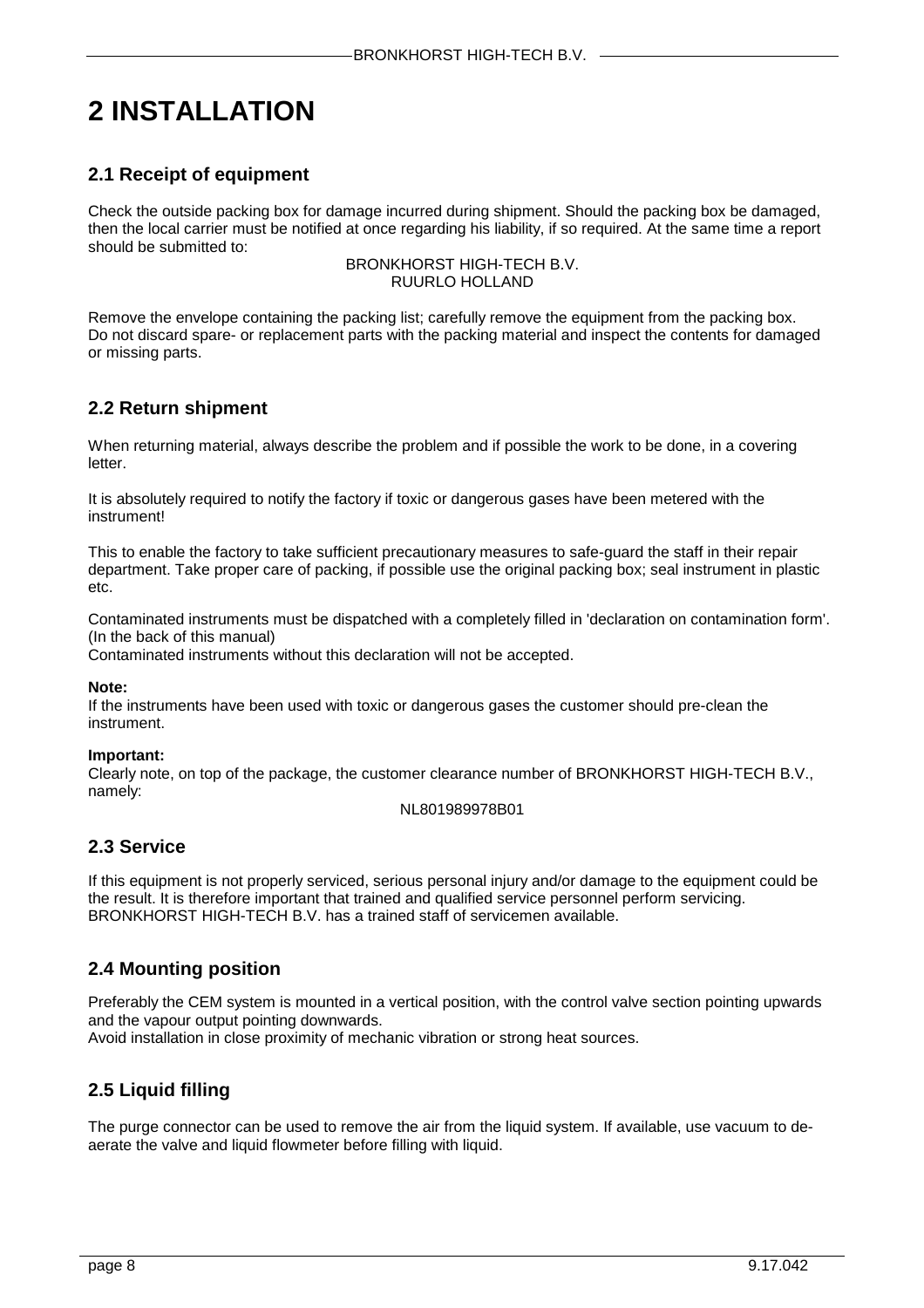# 2 INSTALLATION

## 2.1 Receipt of equipment

Check the outside packing box for damage incurred during shipment. Should the packing box be damaged, then the local carrier must be notified at once regarding his liability, if so required. At the same time a report should be submitted to:

BRONKHORST HIGH-TECH B.V.
RUURLO HOLLAND

Remove the envelope containing the packing list; carefully remove the equipment from the packing box. Do not discard spare- or replacement parts with the packing material and inspect the contents for damaged or missing parts.

## 2.2 Return shipment

When returning material, always describe the problem and if possible the work to be done, in a covering letter.

It is absolutely required to notify the factory if toxic or dangerous gases have been metered with the instrument!

This to enable the factory to take sufficient precautionary measures to safe-guard the staff in their repair department. Take proper care of packing, if possible use the original packing box; seal instrument in plastic etc.

Contaminated instruments must be dispatched with a completely filled in 'declaration on contamination form'. (In the back of this manual)
Contaminated instruments without this declaration will not be accepted.

**Note:**
If the instruments have been used with toxic or dangerous gases the customer should pre-clean the instrument.

**Important:**
Clearly note, on top of the package, the customer clearance number of BRONKHORST HIGH-TECH B.V., namely:

NL801989978B01

## 2.3 Service

If this equipment is not properly serviced, serious personal injury and/or damage to the equipment could be the result. It is therefore important that trained and qualified service personnel perform servicing. BRONKHORST HIGH-TECH B.V. has a trained staff of servicemen available.

## 2.4 Mounting position

Preferably the CEM system is mounted in a vertical position, with the control valve section pointing upwards and the vapour output pointing downwards.
Avoid installation in close proximity of mechanic vibration or strong heat sources.

## 2.5 Liquid filling

The purge connector can be used to remove the air from the liquid system. If available, use vacuum to de-aerate the valve and liquid flowmeter before filling with liquid.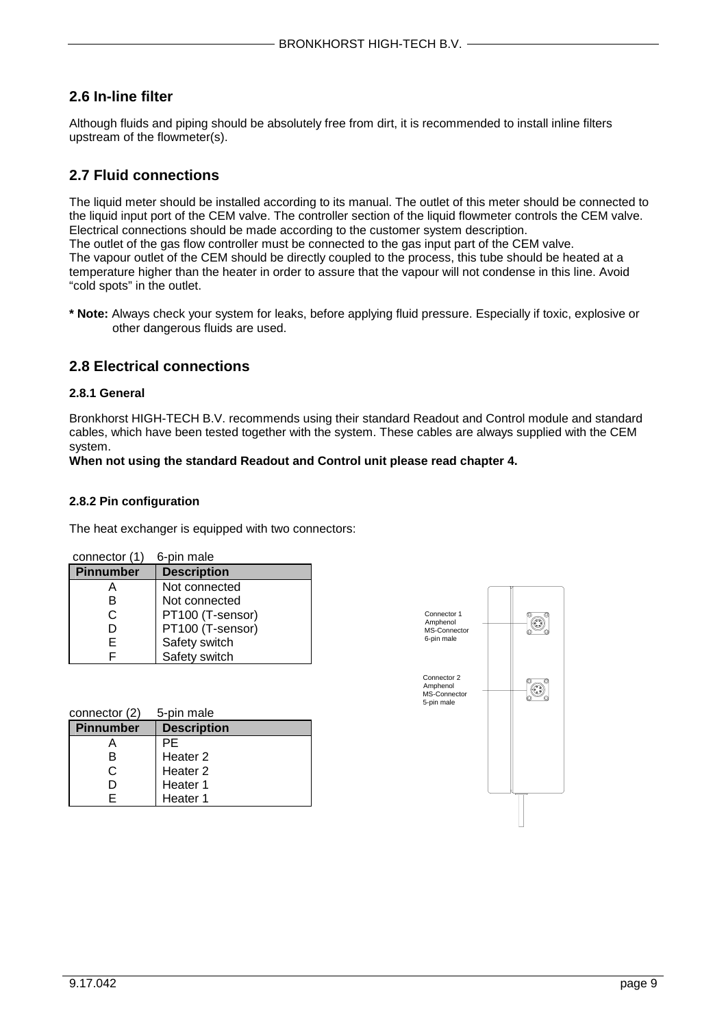## 2.6 In-line filter

Although fluids and piping should be absolutely free from dirt, it is recommended to install inline filters upstream of the flowmeter(s).

## 2.7 Fluid connections

The liquid meter should be installed according to its manual. The outlet of this meter should be connected to the liquid input port of the CEM valve. The controller section of the liquid flowmeter controls the CEM valve. Electrical connections should be made according to the customer system description.
The outlet of the gas flow controller must be connected to the gas input part of the CEM valve.
The vapour outlet of the CEM should be directly coupled to the process, this tube should be heated at a temperature higher than the heater in order to assure that the vapour will not condense in this line. Avoid "cold spots" in the outlet.

**\* Note:** Always check your system for leaks, before applying fluid pressure. Especially if toxic, explosive or other dangerous fluids are used.

## 2.8 Electrical connections

### 2.8.1 General

Bronkhorst HIGH-TECH B.V. recommends using their standard Readout and Control module and standard cables, which have been tested together with the system. These cables are always supplied with the CEM system.
**When not using the standard Readout and Control unit please read chapter 4.**

### 2.8.2 Pin configuration

The heat exchanger is equipped with two connectors:

connector (1) 6-pin male

| Pinnumber | Description |
|---|---|
| A | Not connected |
| B | Not connected |
| C | PT100 (T-sensor) |
| D | PT100 (T-sensor) |
| E | Safety switch |
| F | Safety switch |

connector (2) 5-pin male

| Pinnumber | Description |
|---|---|
| A | PE |
| B | Heater 2 |
| C | Heater 2 |
| D | Heater 1 |
| E | Heater 1 |

Connector 1
Amphenol
MS-Connector
6-pin male

Connector 2
Amphenol
MS-Connector
5-pin male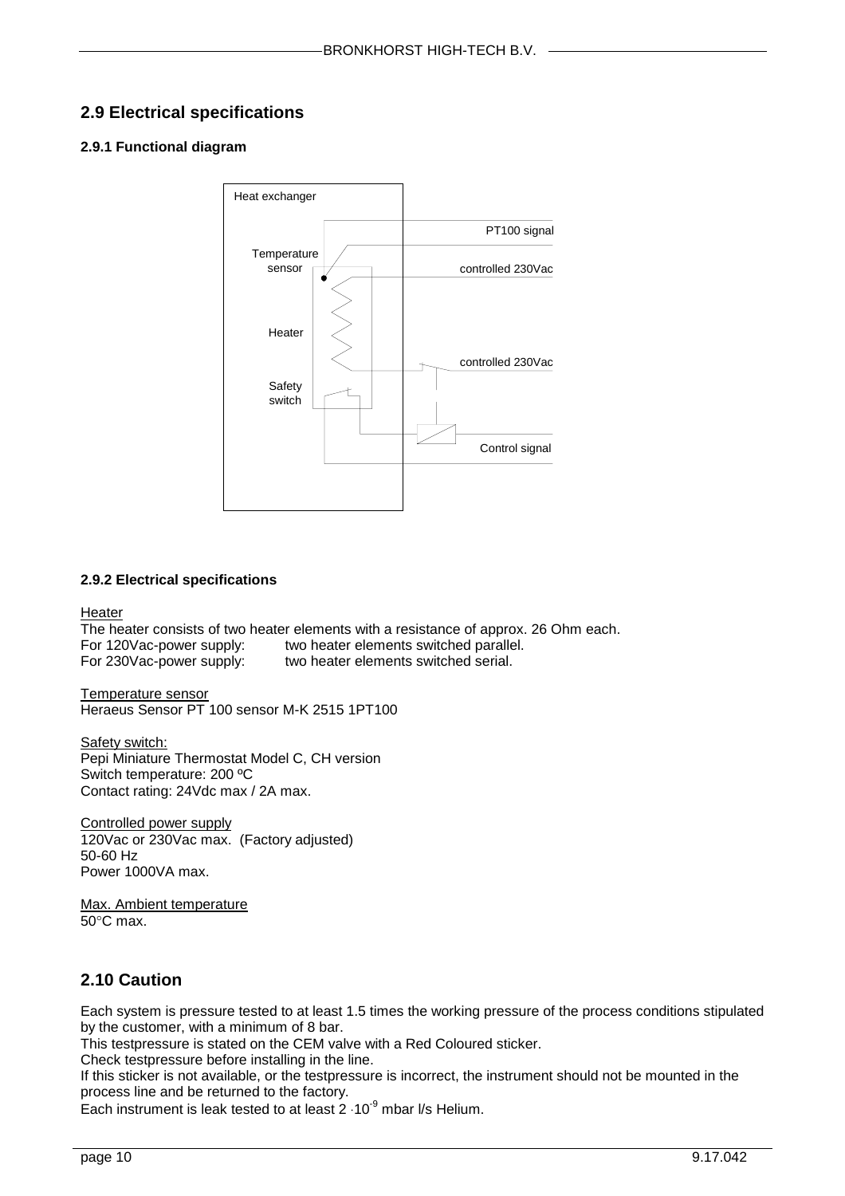## 2.9 Electrical specifications

### 2.9.1 Functional diagram

Heat exchanger

Temperature sensor

Heater

Safety switch

PT100 signal

controlled 230Vac

controlled 230Vac

Control signal

### 2.9.2 Electrical specifications

Heater

The heater consists of two heater elements with a resistance of approx. 26 Ohm each.
For 120Vac-power supply: two heater elements switched parallel.
For 230Vac-power supply: two heater elements switched serial.

Temperature sensor

Heraeus Sensor PT 100 sensor M-K 2515 1PT100

Safety switch:

Pepi Miniature Thermostat Model C, CH version
Switch temperature: 200 ºC
Contact rating: 24Vdc max / 2A max.

Controlled power supply

120Vac or 230Vac max. (Factory adjusted)
50-60 Hz
Power 1000VA max.

Max. Ambient temperature

50°C max.

## 2.10 Caution

Each system is pressure tested to at least 1.5 times the working pressure of the process conditions stipulated by the customer, with a minimum of 8 bar.
This testpressure is stated on the CEM valve with a Red Coloured sticker.
Check testpressure before installing in the line.
If this sticker is not available, or the testpressure is incorrect, the instrument should not be mounted in the process line and be returned to the factory.
Each instrument is leak tested to at least $2 \cdot 10^{-9}$ mbar l/s Helium.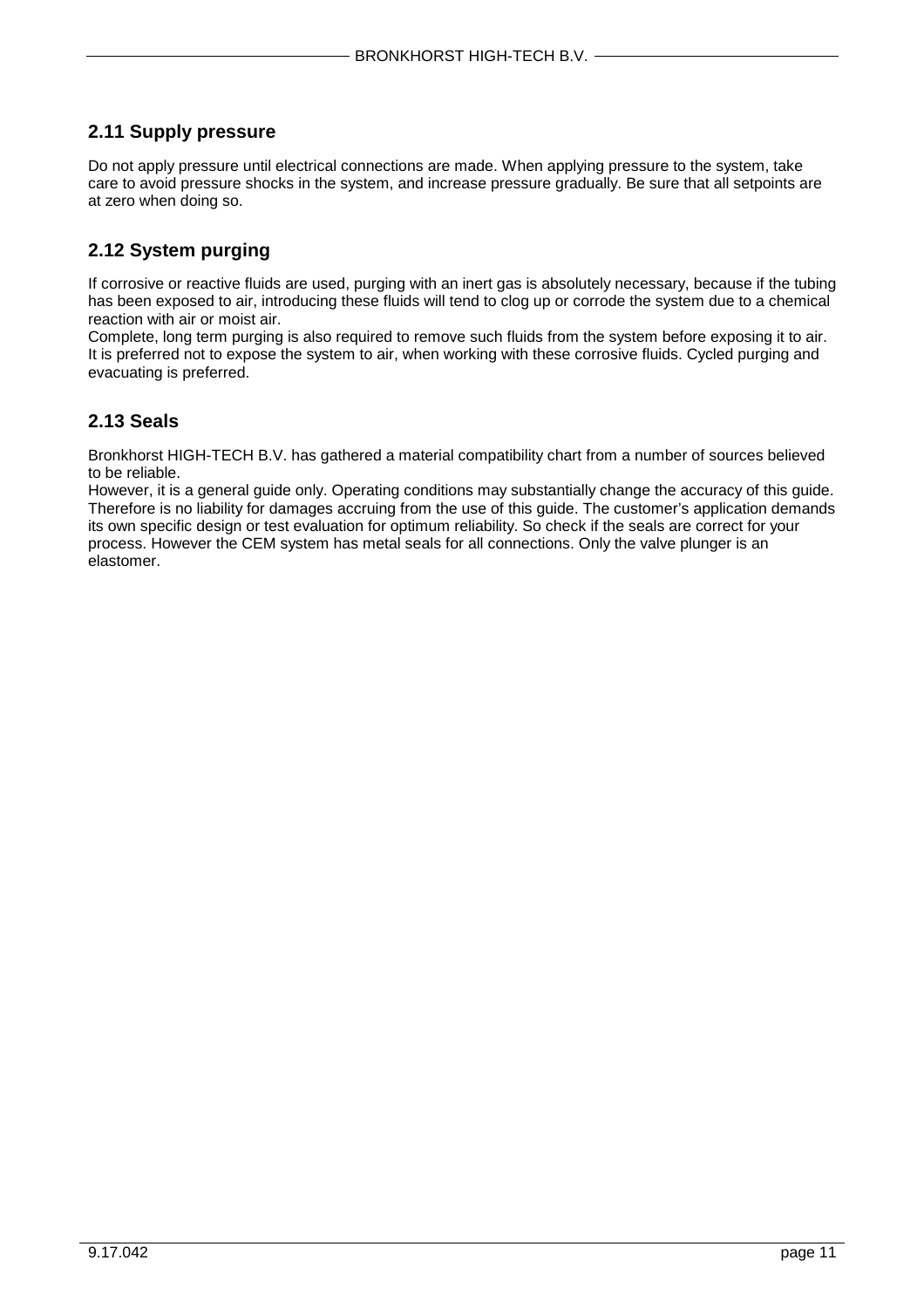## 2.11 Supply pressure

Do not apply pressure until electrical connections are made. When applying pressure to the system, take care to avoid pressure shocks in the system, and increase pressure gradually. Be sure that all setpoints are at zero when doing so.

## 2.12 System purging

If corrosive or reactive fluids are used, purging with an inert gas is absolutely necessary, because if the tubing has been exposed to air, introducing these fluids will tend to clog up or corrode the system due to a chemical reaction with air or moist air.
Complete, long term purging is also required to remove such fluids from the system before exposing it to air. It is preferred not to expose the system to air, when working with these corrosive fluids. Cycled purging and evacuating is preferred.

## 2.13 Seals

Bronkhorst HIGH-TECH B.V. has gathered a material compatibility chart from a number of sources believed to be reliable.
However, it is a general guide only. Operating conditions may substantially change the accuracy of this guide. Therefore is no liability for damages accruing from the use of this guide. The customer's application demands its own specific design or test evaluation for optimum reliability. So check if the seals are correct for your process. However the CEM system has metal seals for all connections. Only the valve plunger is an elastomer.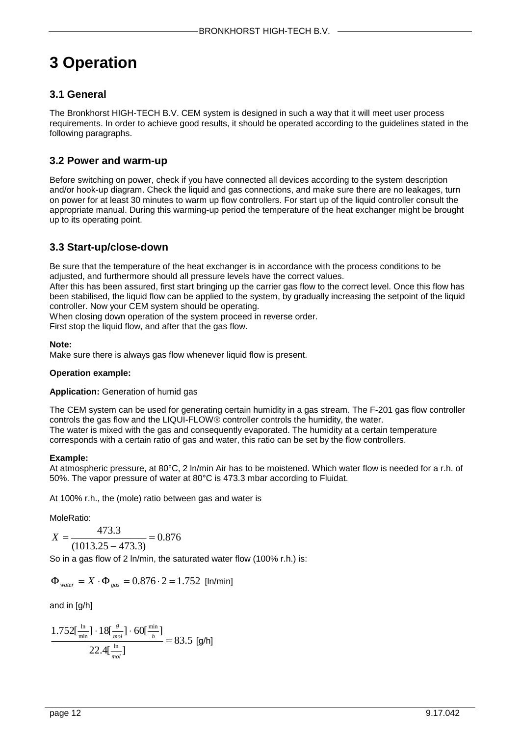# 3 Operation

## 3.1 General

The Bronkhorst HIGH-TECH B.V. CEM system is designed in such a way that it will meet user process requirements. In order to achieve good results, it should be operated according to the guidelines stated in the following paragraphs.

## 3.2 Power and warm-up

Before switching on power, check if you have connected all devices according to the system description and/or hook-up diagram. Check the liquid and gas connections, and make sure there are no leakages, turn on power for at least 30 minutes to warm up flow controllers. For start up of the liquid controller consult the appropriate manual. During this warming-up period the temperature of the heat exchanger might be brought up to its operating point.

## 3.3 Start-up/close-down

Be sure that the temperature of the heat exchanger is in accordance with the process conditions to be adjusted, and furthermore should all pressure levels have the correct values.
After this has been assured, first start bringing up the carrier gas flow to the correct level. Once this flow has been stabilised, the liquid flow can be applied to the system, by gradually increasing the setpoint of the liquid controller. Now your CEM system should be operating.
When closing down operation of the system proceed in reverse order.
First stop the liquid flow, and after that the gas flow.

**Note:**
Make sure there is always gas flow whenever liquid flow is present.

**Operation example:**

**Application:** Generation of humid gas

The CEM system can be used for generating certain humidity in a gas stream. The F-201 gas flow controller controls the gas flow and the LIQUI-FLOW® controller controls the humidity, the water.
The water is mixed with the gas and consequently evaporated. The humidity at a certain temperature corresponds with a certain ratio of gas and water, this ratio can be set by the flow controllers.

**Example:**
At atmospheric pressure, at 80°C, 2 ln/min Air has to be moistened. Which water flow is needed for a r.h. of 50%. The vapor pressure of water at 80°C is 473.3 mbar according to Fluidat.

At 100% r.h., the (mole) ratio between gas and water is

MoleRatio:

$$X = \frac{473.3}{(1013.25 - 473.3)} = 0.876$$

So in a gas flow of 2 ln/min, the saturated water flow (100% r.h.) is:

$$\Phi_{water} = X \cdot \Phi_{gas} = 0.876 \cdot 2 = 1.752 \text{ [ln/min]}$$

and in [g/h]

$$\frac{1.752[\frac{ln}{min}] \cdot 18[\frac{g}{mol}] \cdot 60[\frac{min}{h}]}{22.4[\frac{ln}{mol}]} = 83.5 \text{ [g/h]}$$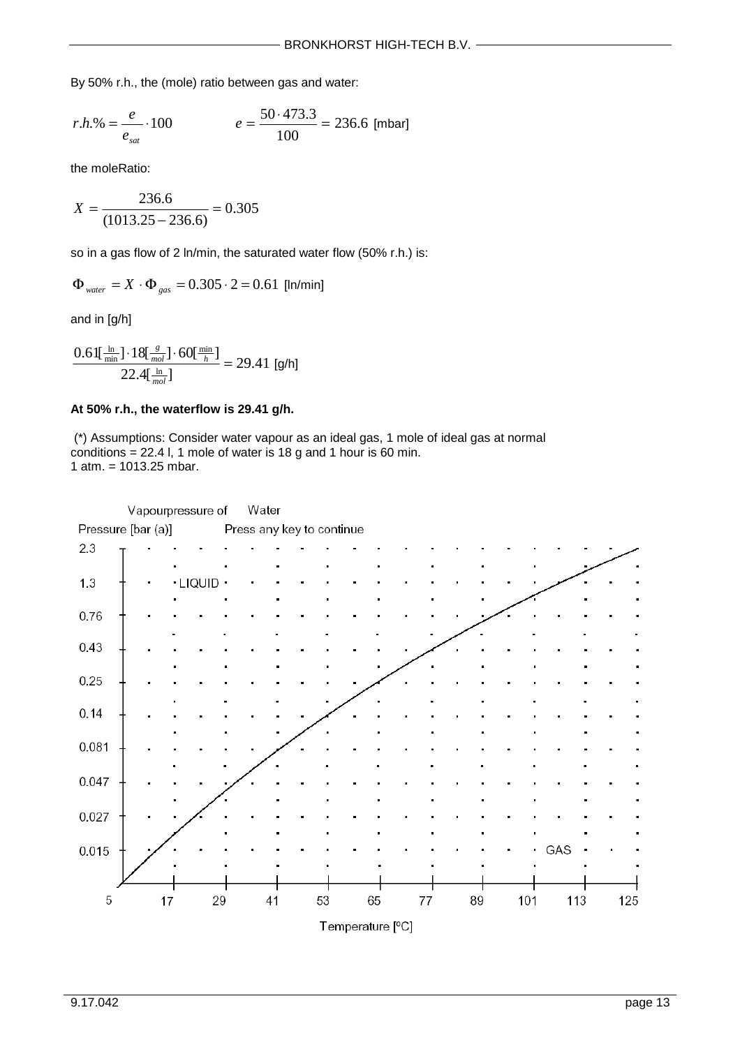By 50% r.h., the (mole) ratio between gas and water:

$$r.h.\% = \frac{e}{e_{sat}} \cdot 100 \qquad\qquad e = \frac{50 \cdot 473.3}{100} = 236.6 \text{ [mbar]}$$

the moleRatio:

$$X = \frac{236.6}{(1013.25 - 236.6)} = 0.305$$

so in a gas flow of 2 ln/min, the saturated water flow (50% r.h.) is:

$$\Phi_{water} = X \cdot \Phi_{gas} = 0.305 \cdot 2 = 0.61 \text{ [ln/min]}$$

and in [g/h]

$$\frac{0.61[\frac{ln}{min}] \cdot 18[\frac{g}{mol}] \cdot 60[\frac{min}{h}]}{22.4[\frac{ln}{mol}]} = 29.41 \text{ [g/h]}$$

**At 50% r.h., the waterflow is 29.41 g/h.**

(*) Assumptions: Consider water vapour as an ideal gas, 1 mole of ideal gas at normal conditions = 22.4 l, 1 mole of water is 18 g and 1 hour is 60 min.
1 atm. = 1013.25 mbar.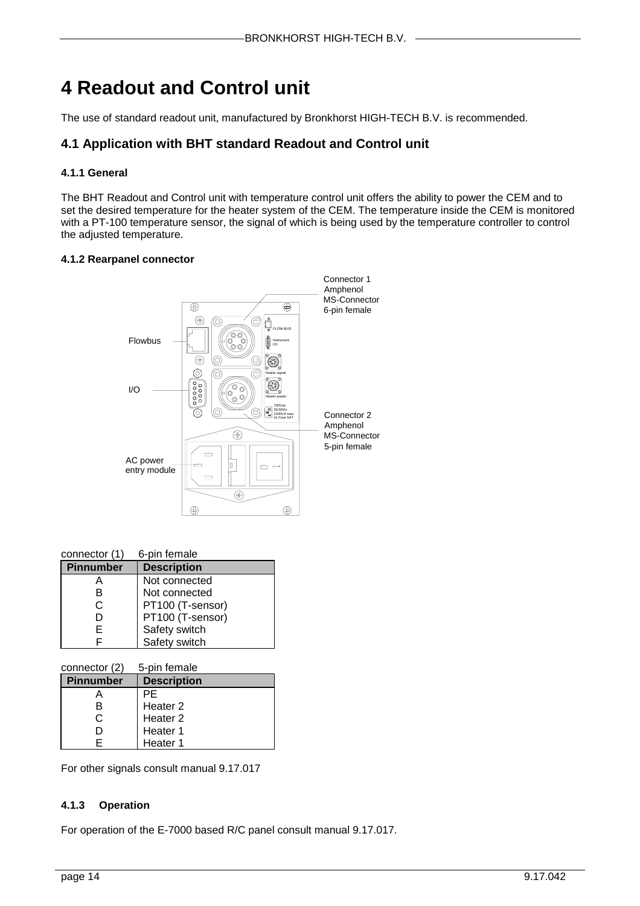# 4 Readout and Control unit

The use of standard readout unit, manufactured by Bronkhorst HIGH-TECH B.V. is recommended.

## 4.1 Application with BHT standard Readout and Control unit

### 4.1.1 General

The BHT Readout and Control unit with temperature control unit offers the ability to power the CEM and to set the desired temperature for the heater system of the CEM. The temperature inside the CEM is monitored with a PT-100 temperature sensor, the signal of which is being used by the temperature controller to control the adjusted temperature.

### 4.1.2 Rearpanel connector

Connector 1 Amphenol MS-Connector 6-pin female

Flowbus

I/O

Connector 2 Amphenol MS-Connector 5-pin female

AC power entry module

connector (1) 6-pin female

| Pinnumber | Description |
|---|---|
| A | Not connected |
| B | Not connected |
| C | PT100 (T-sensor) |
| D | PT100 (T-sensor) |
| E | Safety switch |
| F | Safety switch |

connector (2) 5-pin female

| Pinnumber | Description |
|---|---|
| A | PE |
| B | Heater 2 |
| C | Heater 2 |
| D | Heater 1 |
| E | Heater 1 |

For other signals consult manual 9.17.017

### 4.1.3 Operation

For operation of the E-7000 based R/C panel consult manual 9.17.017.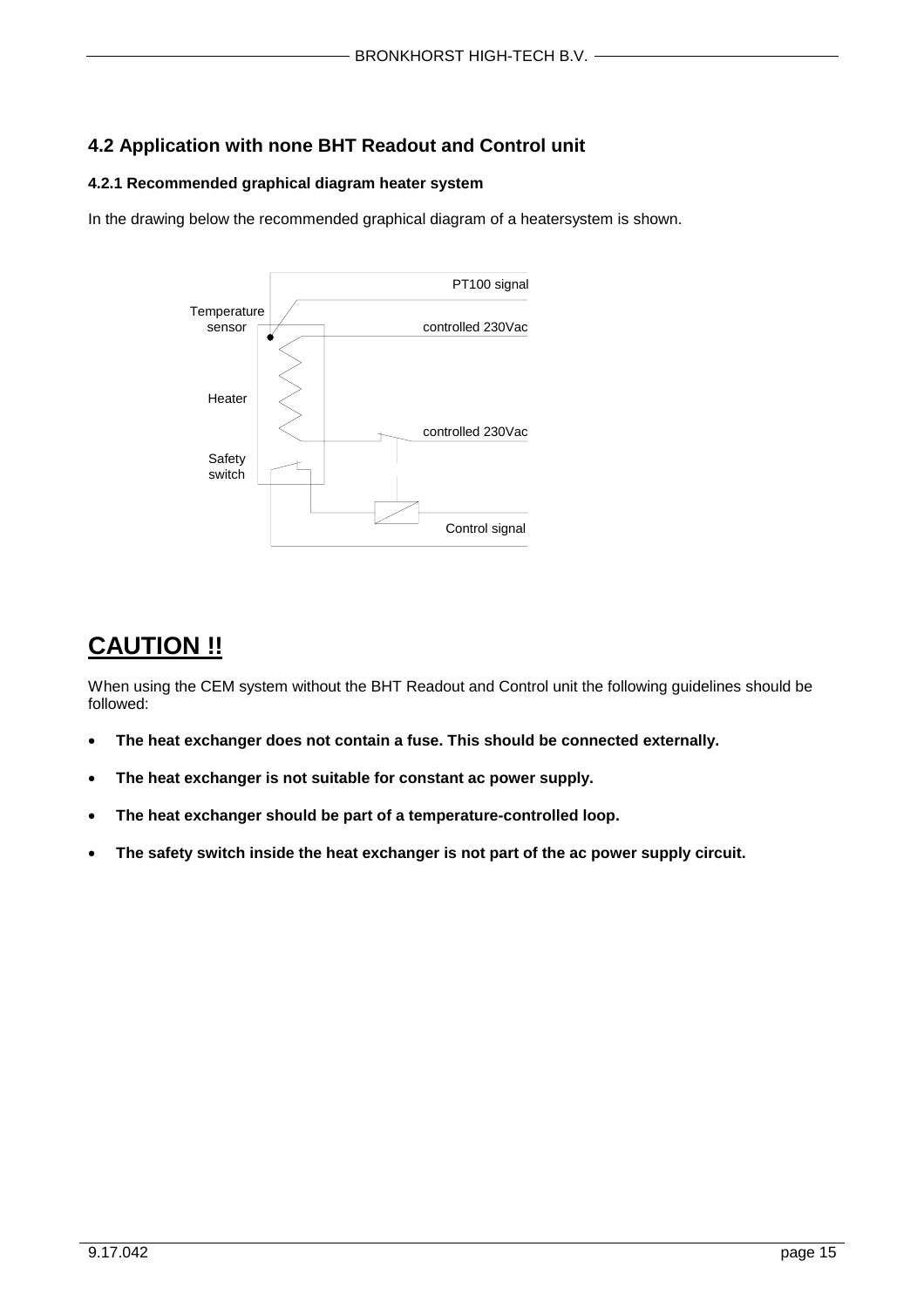## 4.2 Application with none BHT Readout and Control unit

### 4.2.1 Recommended graphical diagram heater system

In the drawing below the recommended graphical diagram of a heatersystem is shown.

Temperature sensor

Heater

Safety switch

PT100 signal

controlled 230Vac

controlled 230Vac

Control signal

# CAUTION !!

When using the CEM system without the BHT Readout and Control unit the following guidelines should be followed:

- **The heat exchanger does not contain a fuse. This should be connected externally.**
- **The heat exchanger is not suitable for constant ac power supply.**
- **The heat exchanger should be part of a temperature-controlled loop.**
- **The safety switch inside the heat exchanger is not part of the ac power supply circuit.**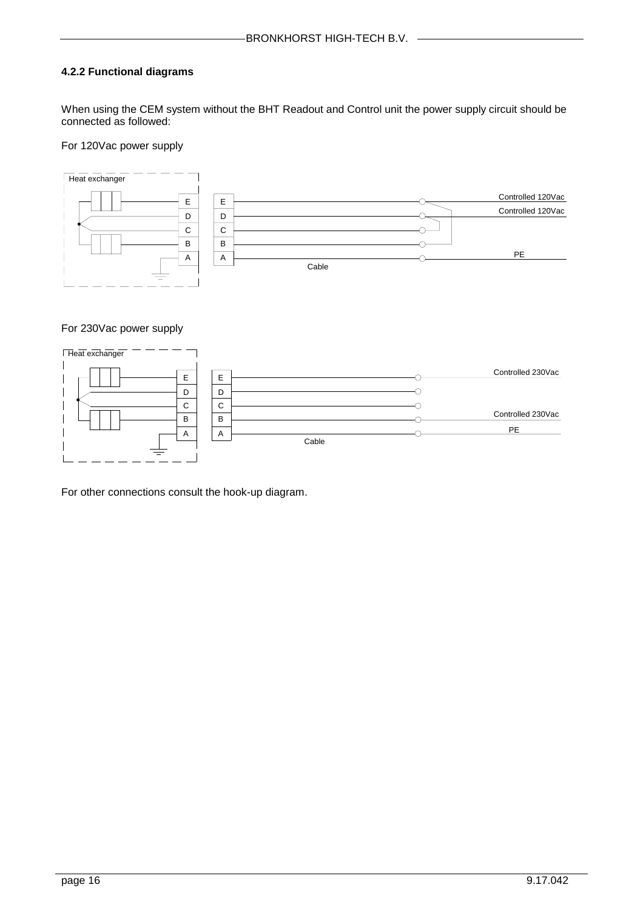### 4.2.2 Functional diagrams

When using the CEM system without the BHT Readout and Control unit the power supply circuit should be connected as followed:

For 120Vac power supply

Heat exchanger

E D C B A

E D C B A

Cable

Controlled 120Vac

Controlled 120Vac

PE

For 230Vac power supply

Heat exchanger

E D C B A

E D C B A

Cable

Controlled 230Vac

Controlled 230Vac

PE

For other connections consult the hook-up diagram.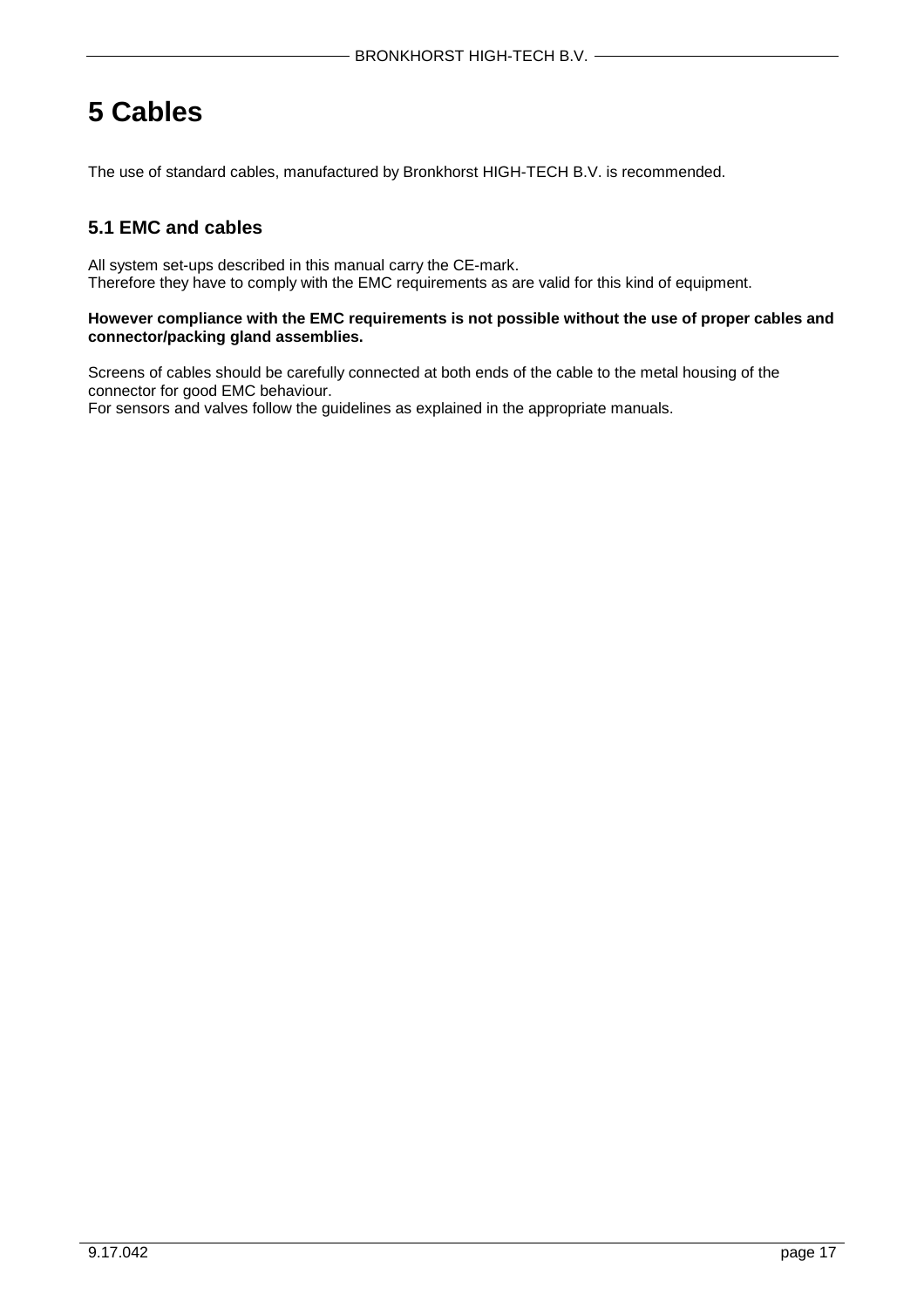# 5 Cables

The use of standard cables, manufactured by Bronkhorst HIGH-TECH B.V. is recommended.

## 5.1 EMC and cables

All system set-ups described in this manual carry the CE-mark.
Therefore they have to comply with the EMC requirements as are valid for this kind of equipment.

**However compliance with the EMC requirements is not possible without the use of proper cables and connector/packing gland assemblies.**

Screens of cables should be carefully connected at both ends of the cable to the metal housing of the connector for good EMC behaviour.
For sensors and valves follow the guidelines as explained in the appropriate manuals.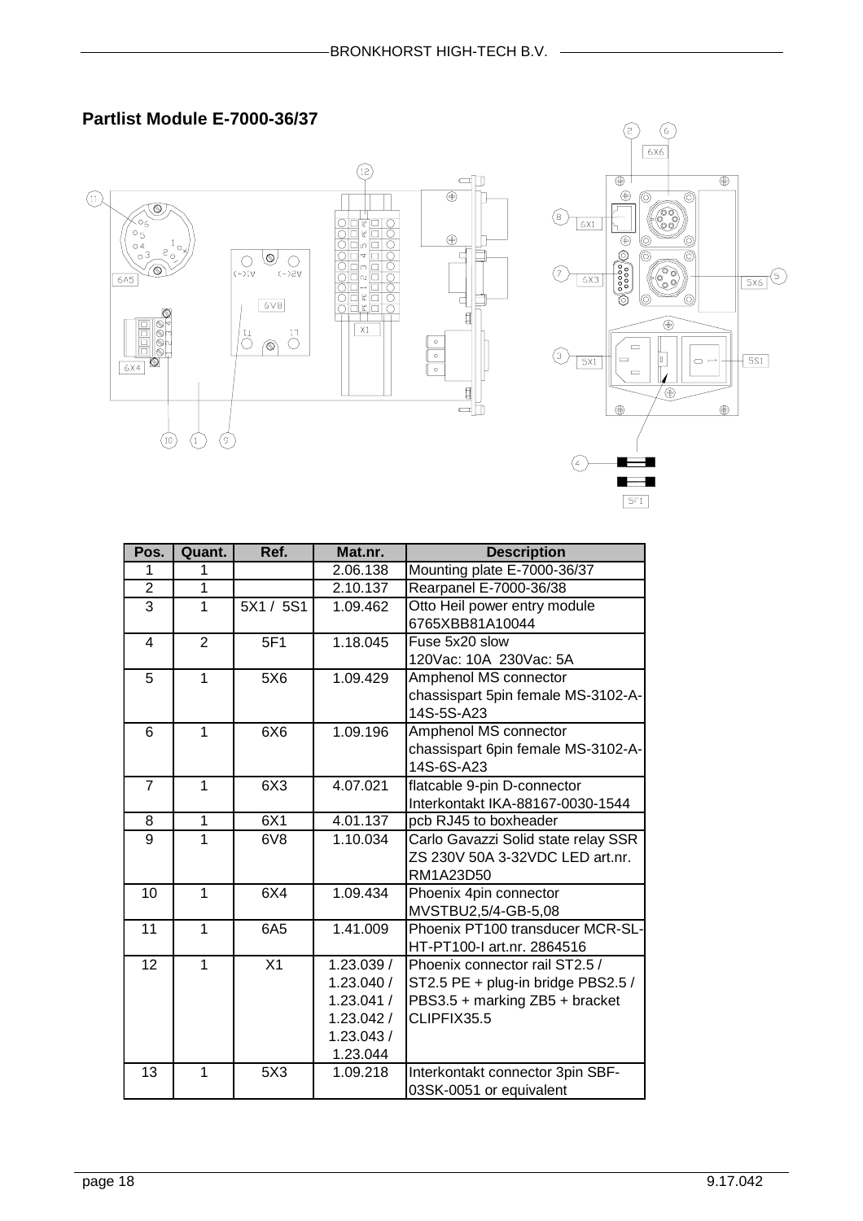## Partlist Module E-7000-36/37

| Pos. | Quant. | Ref. | Mat.nr. | Description |
|---|---|---|---|---|
| 1 | 1 | | 2.06.138 | Mounting plate E-7000-36/37 |
| 2 | 1 | | 2.10.137 | Rearpanel E-7000-36/38 |
| 3 | 1 | 5X1 / 5S1 | 1.09.462 | Otto Heil power entry module 6765XBB81A10044 |
| 4 | 2 | 5F1 | 1.18.045 | Fuse 5x20 slow 120Vac: 10A 230Vac: 5A |
| 5 | 1 | 5X6 | 1.09.429 | Amphenol MS connector chassispart 5pin female MS-3102-A-14S-5S-A23 |
| 6 | 1 | 6X6 | 1.09.196 | Amphenol MS connector chassispart 6pin female MS-3102-A-14S-6S-A23 |
| 7 | 1 | 6X3 | 4.07.021 | flatcable 9-pin D-connector Interkontakt IKA-88167-0030-1544 |
| 8 | 1 | 6X1 | 4.01.137 | pcb RJ45 to boxheader |
| 9 | 1 | 6V8 | 1.10.034 | Carlo Gavazzi Solid state relay SSR ZS 230V 50A 3-32VDC LED art.nr. RM1A23D50 |
| 10 | 1 | 6X4 | 1.09.434 | Phoenix 4pin connector MVSTBU2,5/4-GB-5,08 |
| 11 | 1 | 6A5 | 1.41.009 | Phoenix PT100 transducer MCR-SL-HT-PT100-I art.nr. 2864516 |
| 12 | 1 | X1 | 1.23.039 / 1.23.040 / 1.23.041 / 1.23.042 / 1.23.043 / 1.23.044 | Phoenix connector rail ST2.5 / ST2.5 PE + plug-in bridge PBS2.5 / PBS3.5 + marking ZB5 + bracket CLIPFIX35.5 |
| 13 | 1 | 5X3 | 1.09.218 | Interkontakt connector 3pin SBF-03SK-0051 or equivalent |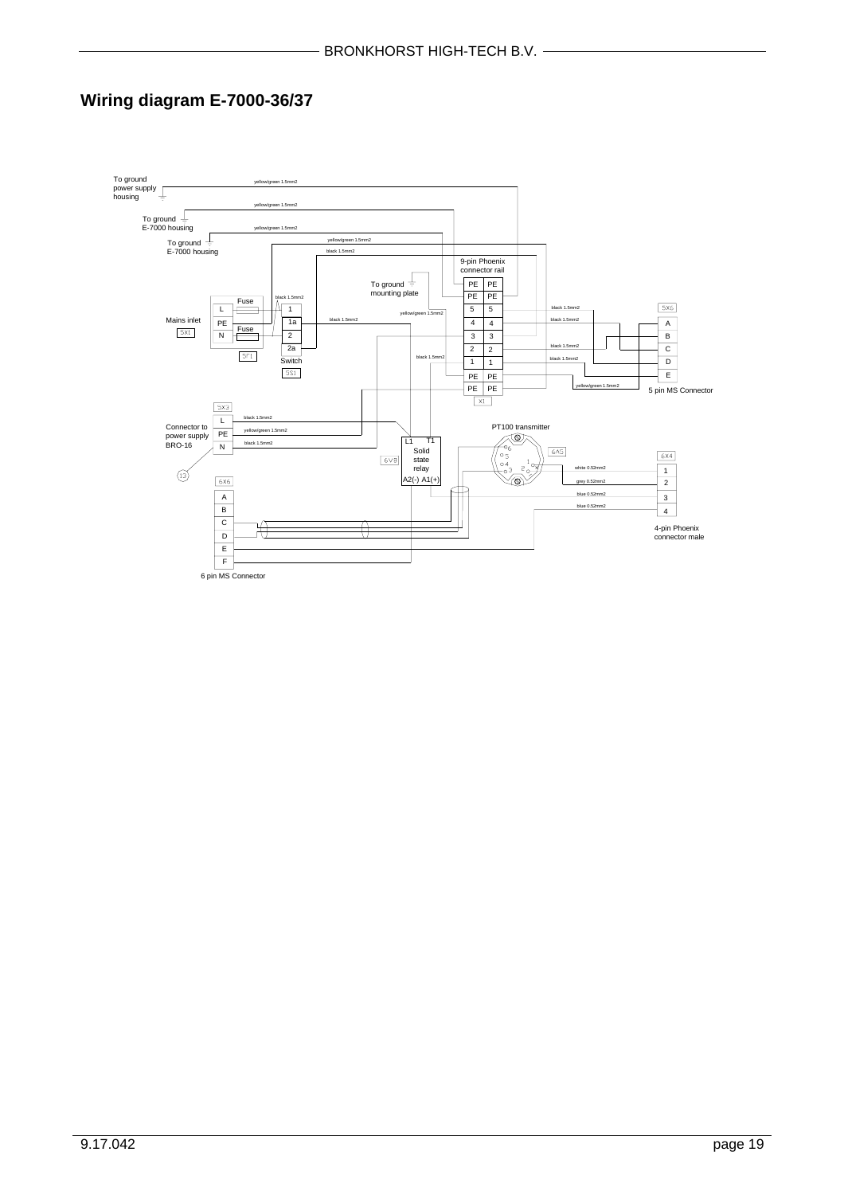# Wiring diagram E-7000-36/37

To ground power supply housing

yellow/green 1.5mm2

To ground E-7000 housing

yellow/green 1.5mm2

yellow/green 1.5mm2

To ground E-7000 housing

yellow/green 1.5mm2

black 1.5mm2

9-pin Phoenix connector rail

To ground mounting plate

| PE | PE |
|---|---|
| PE | PE |
| 5 | 5 |
| 4 | 4 |
| 3 | 3 |
| 2 | 2 |
| 1 | 1 |
| PE | PE |
| PE | PE |

X1

Mains inlet

5X1

| L |
|---|
| PE |
| N |

Fuse

Fuse

5F1

black 1.5mm2

| 1 |
|---|
| 1a |
| 2 |
| 2a |

Switch

5S1

black 1.5mm2

yellow/green 1.5mm2

black 1.5mm2

black 1.5mm2

black 1.5mm2

black 1.5mm2

black 1.5mm2

yellow/green 1.5mm2

5X6

| A |
|---|
| B |
| C |
| D |
| E |

5 pin MS Connector

Connector to power supply BRO-16

5X3

| L |
|---|
| PE |
| N |

13

black 1.5mm2

yellow/green 1.5mm2

black 1.5mm2

L1 T1 Solid state relay A2(-) A1(+)

6V8

PT100 transmitter

6A5

6X4

white 0.52mm2

grey 0.52mm2

blue 0.52mm2

blue 0.52mm2

| 1 |
|---|
| 2 |
| 3 |
| 4 |

4-pin Phoenix connector male

6X6

| A |
|---|
| B |
| C |
| D |
| E |
| F |

6 pin MS Connector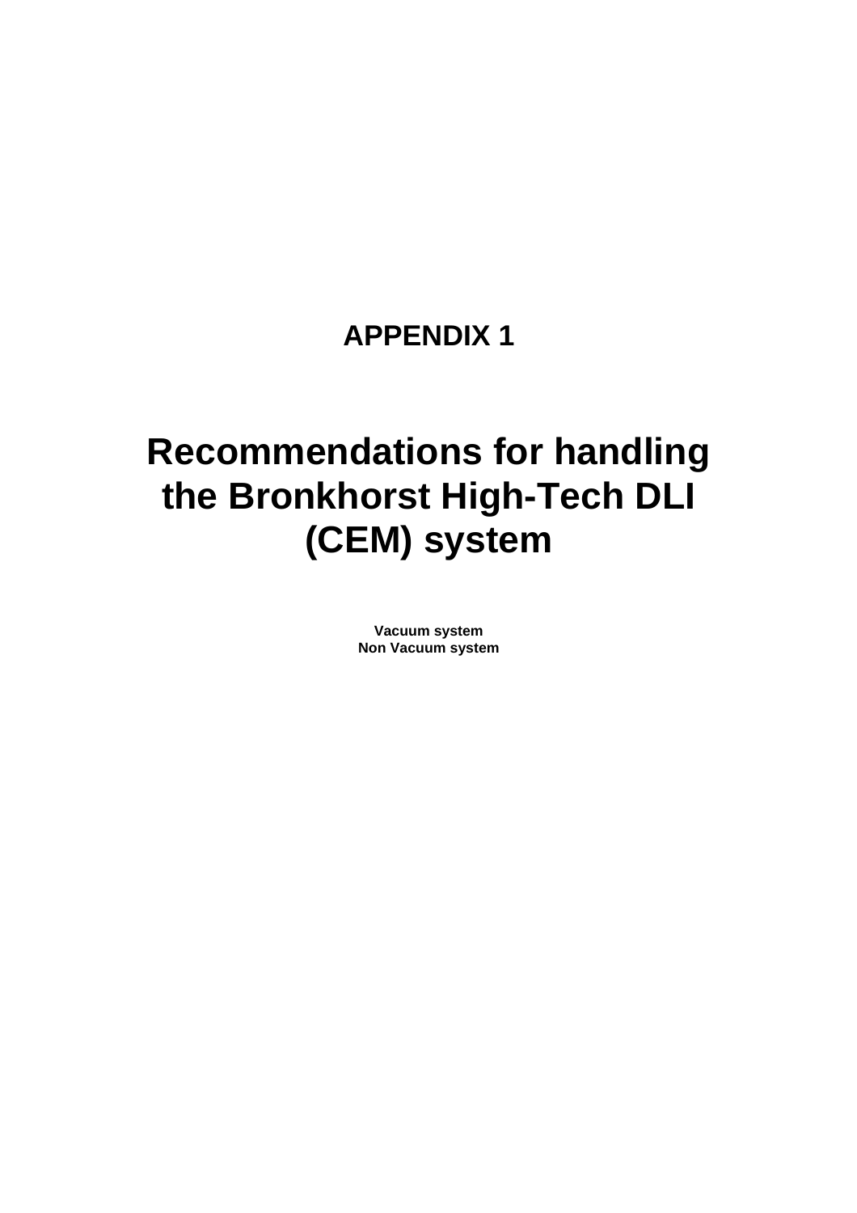## APPENDIX 1

# Recommendations for handling the Bronkhorst High-Tech DLI (CEM) system

**Vacuum system**
**Non Vacuum system**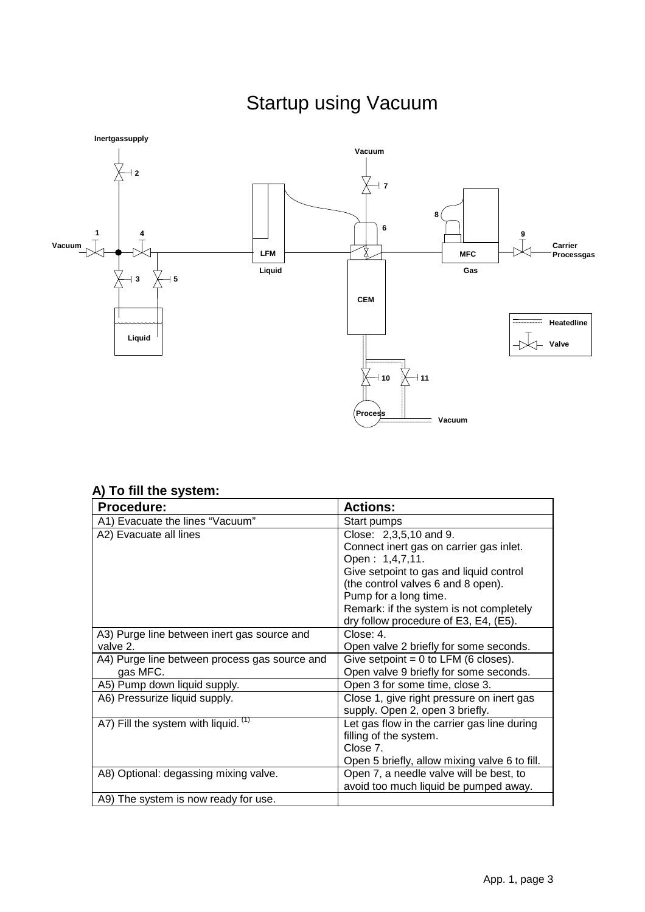# Startup using Vacuum

## A) To fill the system:

| Procedure: | Actions: |
|---|---|
| A1) Evacuate the lines "Vacuum" | Start pumps |
| A2) Evacuate all lines | Close: 2,3,5,10 and 9.<br>Connect inert gas on carrier gas inlet.<br>Open : 1,4,7,11.<br>Give setpoint to gas and liquid control (the control valves 6 and 8 open).<br>Pump for a long time.<br>Remark: if the system is not completely dry follow procedure of E3, E4, (E5). |
| A3) Purge line between inert gas source and valve 2. | Close: 4.<br>Open valve 2 briefly for some seconds. |
| A4) Purge line between process gas source and gas MFC. | Give setpoint = 0 to LFM (6 closes).<br>Open valve 9 briefly for some seconds. |
| A5) Pump down liquid supply. | Open 3 for some time, close 3. |
| A6) Pressurize liquid supply. | Close 1, give right pressure on inert gas supply. Open 2, open 3 briefly. |
| A7) Fill the system with liquid. (1) | Let gas flow in the carrier gas line during filling of the system.<br>Close 7.<br>Open 5 briefly, allow mixing valve 6 to fill. |
| A8) Optional: degassing mixing valve. | Open 7, a needle valve will be best, to avoid too much liquid be pumped away. |
| A9) The system is now ready for use. | |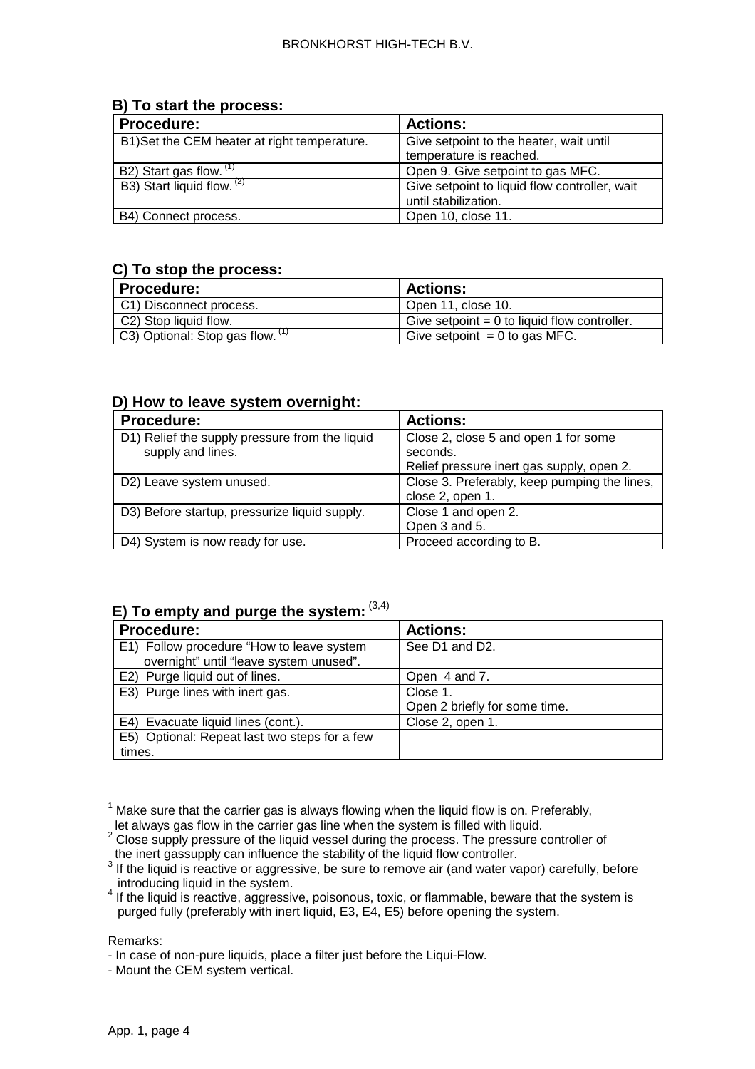### B) To start the process:

| Procedure: | Actions: |
|---|---|
| B1)Set the CEM heater at right temperature. | Give setpoint to the heater, wait until temperature is reached. |
| B2) Start gas flow. [1] | Open 9. Give setpoint to gas MFC. |
| B3) Start liquid flow. [2] | Give setpoint to liquid flow controller, wait until stabilization. |
| B4) Connect process. | Open 10, close 11. |

### C) To stop the process:

| Procedure: | Actions: |
|---|---|
| C1) Disconnect process. | Open 11, close 10. |
| C2) Stop liquid flow. | Give setpoint = 0 to liquid flow controller. |
| C3) Optional: Stop gas flow. [1] | Give setpoint = 0 to gas MFC. |

### D) How to leave system overnight:

| Procedure: | Actions: |
|---|---|
| D1) Relief the supply pressure from the liquid supply and lines. | Close 2, close 5 and open 1 for some seconds. Relief pressure inert gas supply, open 2. |
| D2) Leave system unused. | Close 3. Preferably, keep pumping the lines, close 2, open 1. |
| D3) Before startup, pressurize liquid supply. | Close 1 and open 2. Open 3 and 5. |
| D4) System is now ready for use. | Proceed according to B. |

### E) To empty and purge the system: [3,4]

| Procedure: | Actions: |
|---|---|
| E1) Follow procedure "How to leave system overnight" until "leave system unused". | See D1 and D2. |
| E2) Purge liquid out of lines. | Open 4 and 7. |
| E3) Purge lines with inert gas. | Close 1. Open 2 briefly for some time. |
| E4) Evacuate liquid lines (cont.). | Close 2, open 1. |
| E5) Optional: Repeat last two steps for a few times. | |

[1] Make sure that the carrier gas is always flowing when the liquid flow is on. Preferably, let always gas flow in the carrier gas line when the system is filled with liquid.
[2] Close supply pressure of the liquid vessel during the process. The pressure controller of the inert gassupply can influence the stability of the liquid flow controller.
[3] If the liquid is reactive or aggressive, be sure to remove air (and water vapor) carefully, before introducing liquid in the system.
[4] If the liquid is reactive, aggressive, poisonous, toxic, or flammable, beware that the system is purged fully (preferably with inert liquid, E3, E4, E5) before opening the system.

Remarks:

- In case of non-pure liquids, place a filter just before the Liqui-Flow.
- Mount the CEM system vertical.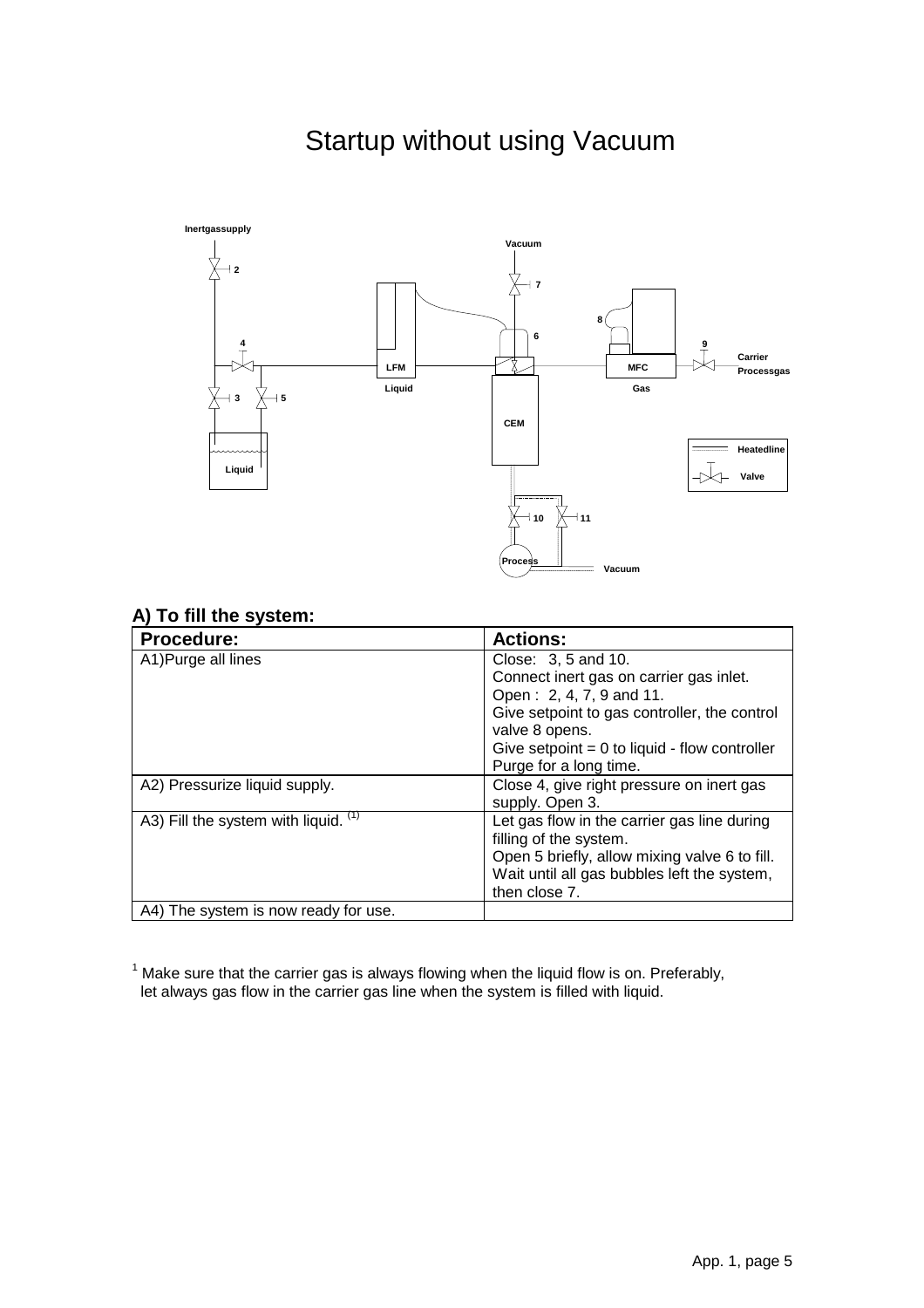# Startup without using Vacuum

Inertgassupply

Vacuum

2

7

8

6

4

9

Carrier Processgas

LFM

MFC

Liquid

Gas

3

5

CEM

Heatedline

Liquid

Valve

10

11

Process

Vacuum

### A) To fill the system:

| Procedure: | Actions: |
|---|---|
| A1)Purge all lines | Close: 3, 5 and 10.<br>Connect inert gas on carrier gas inlet.<br>Open : 2, 4, 7, 9 and 11.<br>Give setpoint to gas controller, the control valve 8 opens.<br>Give setpoint = 0 to liquid - flow controller<br>Purge for a long time. |
| A2) Pressurize liquid supply. | Close 4, give right pressure on inert gas supply. Open 3. |
| A3) Fill the system with liquid. (1) | Let gas flow in the carrier gas line during filling of the system.<br>Open 5 briefly, allow mixing valve 6 to fill.<br>Wait until all gas bubbles left the system, then close 7. |
| A4) The system is now ready for use. | |

[1] Make sure that the carrier gas is always flowing when the liquid flow is on. Preferably, let always gas flow in the carrier gas line when the system is filled with liquid.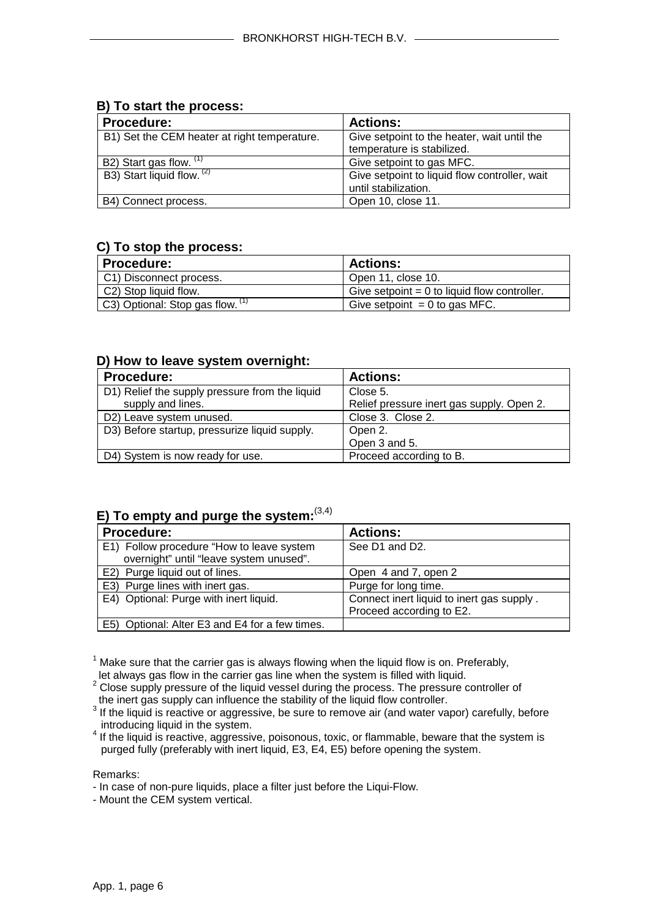### B) To start the process:

| Procedure: | Actions: |
|---|---|
| B1) Set the CEM heater at right temperature. | Give setpoint to the heater, wait until the temperature is stabilized. |
| B2) Start gas flow. [1] | Give setpoint to gas MFC. |
| B3) Start liquid flow. [2] | Give setpoint to liquid flow controller, wait until stabilization. |
| B4) Connect process. | Open 10, close 11. |

### C) To stop the process:

| Procedure: | Actions: |
|---|---|
| C1) Disconnect process. | Open 11, close 10. |
| C2) Stop liquid flow. | Give setpoint = 0 to liquid flow controller. |
| C3) Optional: Stop gas flow. [1] | Give setpoint = 0 to gas MFC. |

### D) How to leave system overnight:

| Procedure: | Actions: |
|---|---|
| D1) Relief the supply pressure from the liquid supply and lines. | Close 5. Relief pressure inert gas supply. Open 2. |
| D2) Leave system unused. | Close 3. Close 2. |
| D3) Before startup, pressurize liquid supply. | Open 2. Open 3 and 5. |
| D4) System is now ready for use. | Proceed according to B. |

### E) To empty and purge the system:[3,4]

| Procedure: | Actions: |
|---|---|
| E1) Follow procedure "How to leave system overnight" until "leave system unused". | See D1 and D2. |
| E2) Purge liquid out of lines. | Open 4 and 7, open 2 |
| E3) Purge lines with inert gas. | Purge for long time. |
| E4) Optional: Purge with inert liquid. | Connect inert liquid to inert gas supply . Proceed according to E2. |
| E5) Optional: Alter E3 and E4 for a few times. | |

[1] Make sure that the carrier gas is always flowing when the liquid flow is on. Preferably, let always gas flow in the carrier gas line when the system is filled with liquid.
[2] Close supply pressure of the liquid vessel during the process. The pressure controller of the inert gas supply can influence the stability of the liquid flow controller.
[3] If the liquid is reactive or aggressive, be sure to remove air (and water vapor) carefully, before introducing liquid in the system.
[4] If the liquid is reactive, aggressive, poisonous, toxic, or flammable, beware that the system is purged fully (preferably with inert liquid, E3, E4, E5) before opening the system.

Remarks:
- In case of non-pure liquids, place a filter just before the Liqui-Flow.
- Mount the CEM system vertical.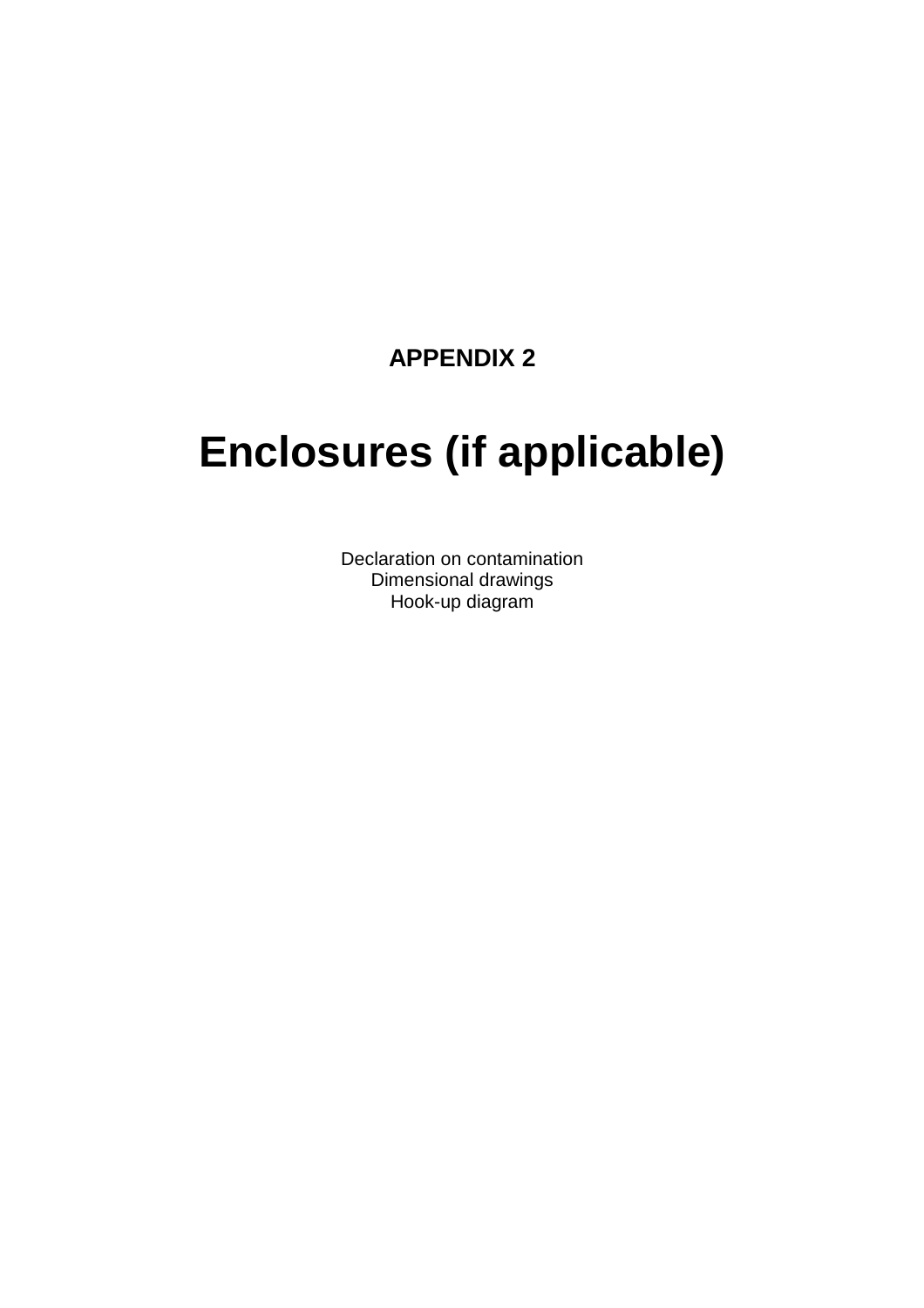**APPENDIX 2**

# Enclosures (if applicable)

Declaration on contamination
Dimensional drawings
Hook-up diagram